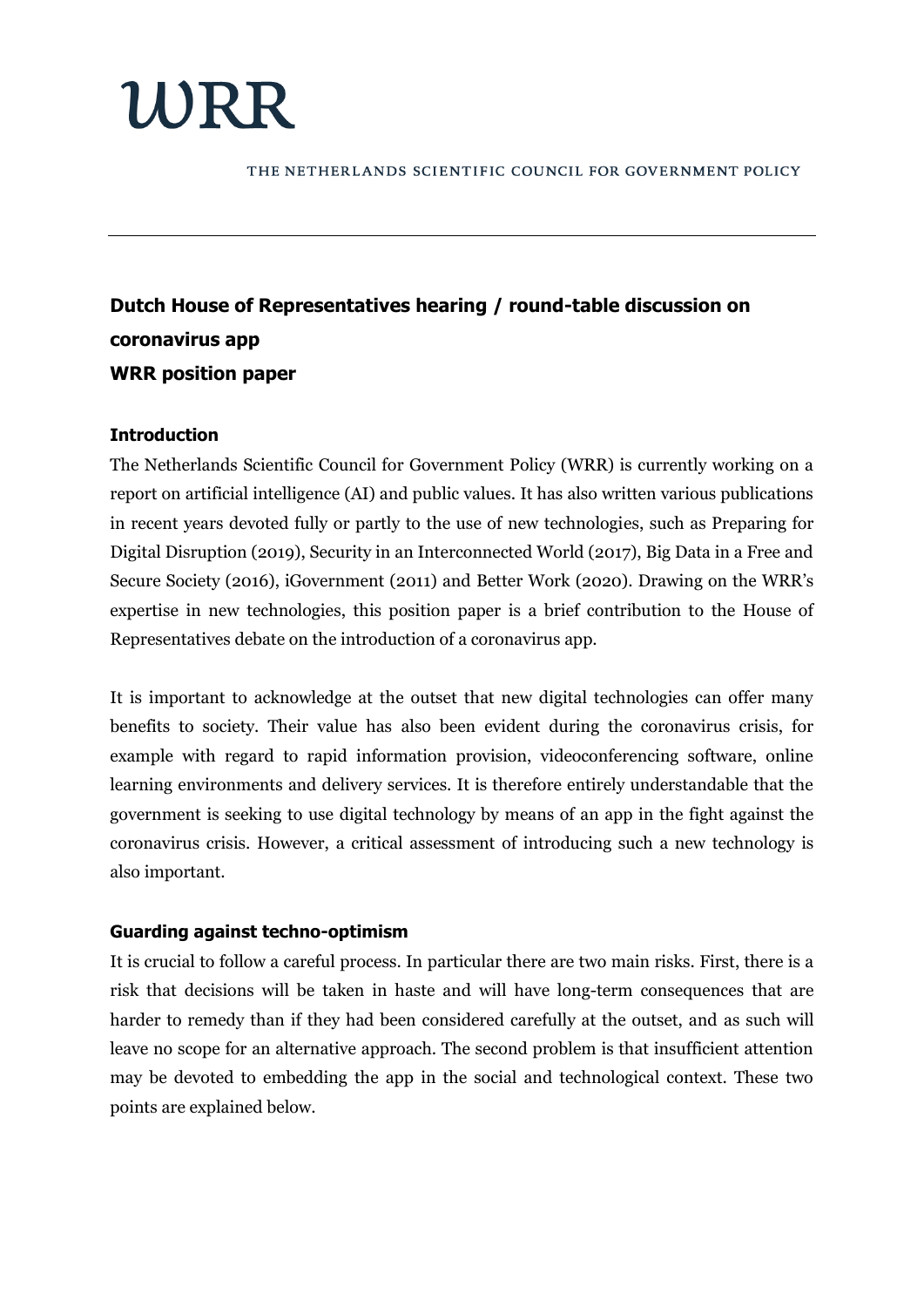# WRR

THE NETHERLANDS SCIENTIFIC COUNCIL FOR GOVERNMENT POLICY

---

## Dutch House of Representatives hearing / round-table discussion on coronavirus app
## WRR position paper

### Introduction

The Netherlands Scientific Council for Government Policy (WRR) is currently working on a report on artificial intelligence (AI) and public values. It has also written various publications in recent years devoted fully or partly to the use of new technologies, such as Preparing for Digital Disruption (2019), Security in an Interconnected World (2017), Big Data in a Free and Secure Society (2016), iGovernment (2011) and Better Work (2020). Drawing on the WRR's expertise in new technologies, this position paper is a brief contribution to the House of Representatives debate on the introduction of a coronavirus app.

It is important to acknowledge at the outset that new digital technologies can offer many benefits to society. Their value has also been evident during the coronavirus crisis, for example with regard to rapid information provision, videoconferencing software, online learning environments and delivery services. It is therefore entirely understandable that the government is seeking to use digital technology by means of an app in the fight against the coronavirus crisis. However, a critical assessment of introducing such a new technology is also important.

### Guarding against techno-optimism

It is crucial to follow a careful process. In particular there are two main risks. First, there is a risk that decisions will be taken in haste and will have long-term consequences that are harder to remedy than if they had been considered carefully at the outset, and as such will leave no scope for an alternative approach. The second problem is that insufficient attention may be devoted to embedding the app in the social and technological context. These two points are explained below.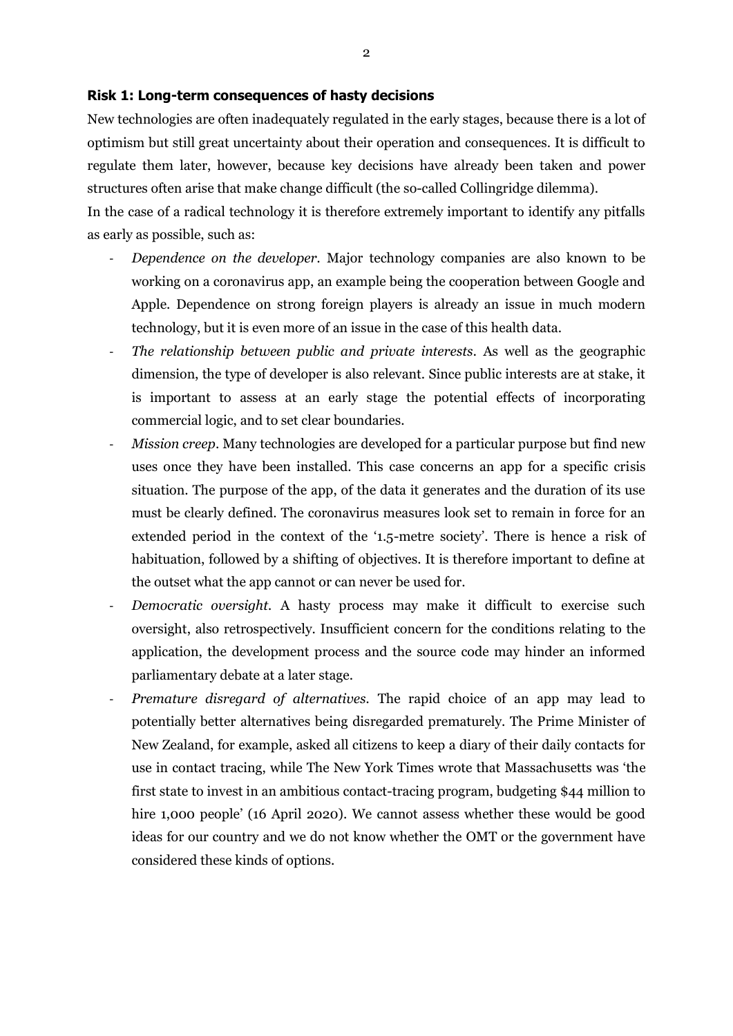### Risk 1: Long-term consequences of hasty decisions

New technologies are often inadequately regulated in the early stages, because there is a lot of optimism but still great uncertainty about their operation and consequences. It is difficult to regulate them later, however, because key decisions have already been taken and power structures often arise that make change difficult (the so-called Collingridge dilemma).

In the case of a radical technology it is therefore extremely important to identify any pitfalls as early as possible, such as:

- *Dependence on the developer*. Major technology companies are also known to be working on a coronavirus app, an example being the cooperation between Google and Apple. Dependence on strong foreign players is already an issue in much modern technology, but it is even more of an issue in the case of this health data.
- *The relationship between public and private interests*. As well as the geographic dimension, the type of developer is also relevant. Since public interests are at stake, it is important to assess at an early stage the potential effects of incorporating commercial logic, and to set clear boundaries.
- *Mission creep*. Many technologies are developed for a particular purpose but find new uses once they have been installed. This case concerns an app for a specific crisis situation. The purpose of the app, of the data it generates and the duration of its use must be clearly defined. The coronavirus measures look set to remain in force for an extended period in the context of the '1.5-metre society'. There is hence a risk of habituation, followed by a shifting of objectives. It is therefore important to define at the outset what the app cannot or can never be used for.
- *Democratic oversight*. A hasty process may make it difficult to exercise such oversight, also retrospectively. Insufficient concern for the conditions relating to the application, the development process and the source code may hinder an informed parliamentary debate at a later stage.
- *Premature disregard of alternatives*. The rapid choice of an app may lead to potentially better alternatives being disregarded prematurely. The Prime Minister of New Zealand, for example, asked all citizens to keep a diary of their daily contacts for use in contact tracing, while The New York Times wrote that Massachusetts was 'the first state to invest in an ambitious contact-tracing program, budgeting $44 million to hire 1,000 people' (16 April 2020). We cannot assess whether these would be good ideas for our country and we do not know whether the OMT or the government have considered these kinds of options.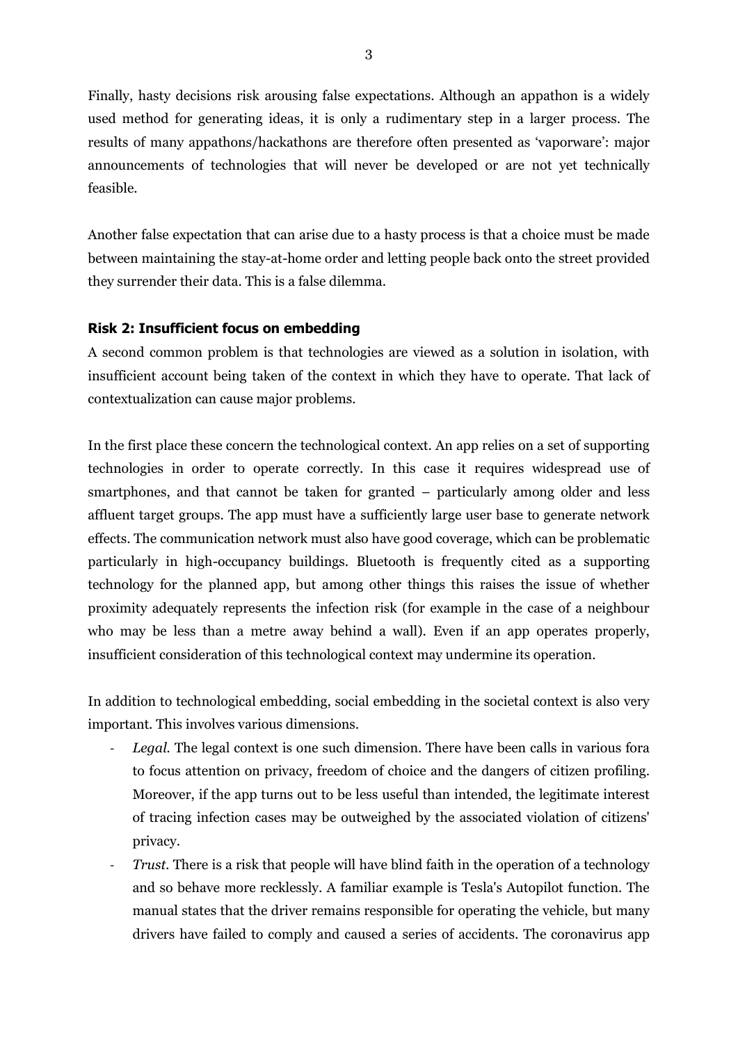Finally, hasty decisions risk arousing false expectations. Although an appathon is a widely used method for generating ideas, it is only a rudimentary step in a larger process. The results of many appathons/hackathons are therefore often presented as 'vaporware': major announcements of technologies that will never be developed or are not yet technically feasible.

Another false expectation that can arise due to a hasty process is that a choice must be made between maintaining the stay-at-home order and letting people back onto the street provided they surrender their data. This is a false dilemma.

### Risk 2: Insufficient focus on embedding

A second common problem is that technologies are viewed as a solution in isolation, with insufficient account being taken of the context in which they have to operate. That lack of contextualization can cause major problems.

In the first place these concern the technological context. An app relies on a set of supporting technologies in order to operate correctly. In this case it requires widespread use of smartphones, and that cannot be taken for granted – particularly among older and less affluent target groups. The app must have a sufficiently large user base to generate network effects. The communication network must also have good coverage, which can be problematic particularly in high-occupancy buildings. Bluetooth is frequently cited as a supporting technology for the planned app, but among other things this raises the issue of whether proximity adequately represents the infection risk (for example in the case of a neighbour who may be less than a metre away behind a wall). Even if an app operates properly, insufficient consideration of this technological context may undermine its operation.

In addition to technological embedding, social embedding in the societal context is also very important. This involves various dimensions.

- *Legal.* The legal context is one such dimension. There have been calls in various fora to focus attention on privacy, freedom of choice and the dangers of citizen profiling. Moreover, if the app turns out to be less useful than intended, the legitimate interest of tracing infection cases may be outweighed by the associated violation of citizens' privacy.
- *Trust.* There is a risk that people will have blind faith in the operation of a technology and so behave more recklessly. A familiar example is Tesla's Autopilot function. The manual states that the driver remains responsible for operating the vehicle, but many drivers have failed to comply and caused a series of accidents. The coronavirus app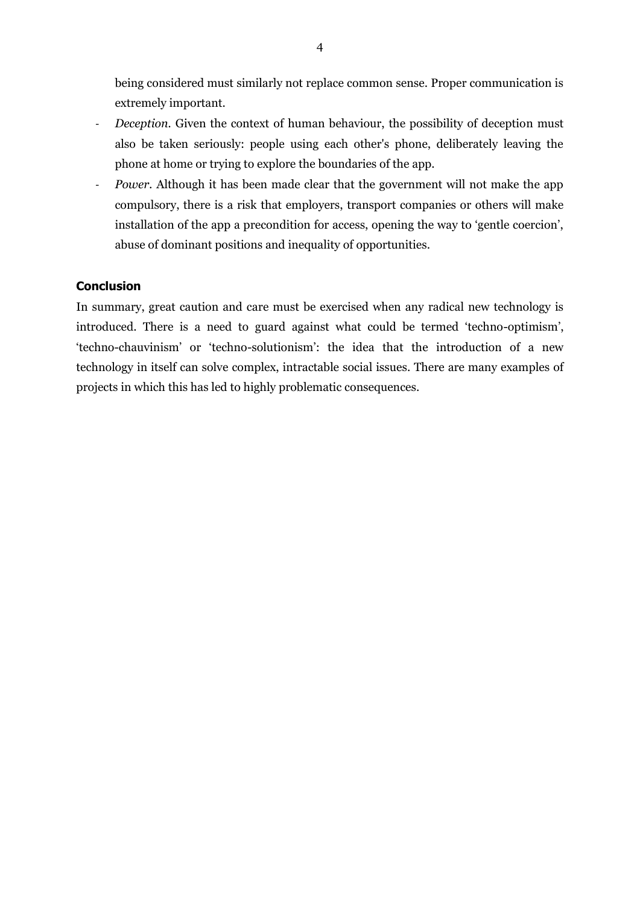being considered must similarly not replace common sense. Proper communication is extremely important.

- *Deception*. Given the context of human behaviour, the possibility of deception must also be taken seriously: people using each other's phone, deliberately leaving the phone at home or trying to explore the boundaries of the app.
- *Power*. Although it has been made clear that the government will not make the app compulsory, there is a risk that employers, transport companies or others will make installation of the app a precondition for access, opening the way to 'gentle coercion', abuse of dominant positions and inequality of opportunities.

**Conclusion**

In summary, great caution and care must be exercised when any radical new technology is introduced. There is a need to guard against what could be termed 'techno-optimism', 'techno-chauvinism' or 'techno-solutionism': the idea that the introduction of a new technology in itself can solve complex, intractable social issues. There are many examples of projects in which this has led to highly problematic consequences.